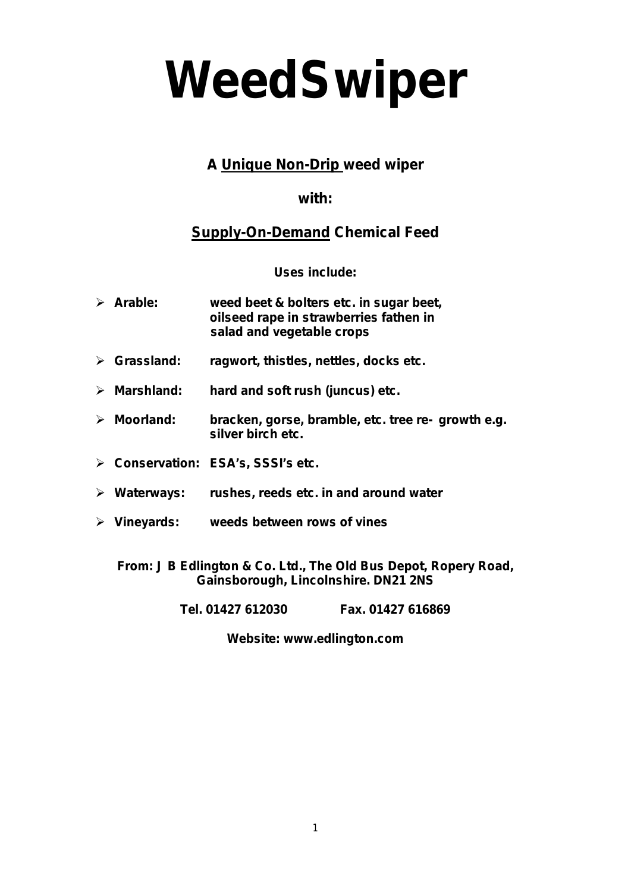# WeedSwiper

**A <u>Unique Non-Drip</u> weed wiper**

**with:**

**<u>Supply-On-Demand</u> Chemical Feed**

**Uses include:**

- **Arable:** weed beet & bolters etc. in sugar beet, oilseed rape in strawberries fathen in salad and vegetable crops
- **Grassland:** ragwort, thistles, nettles, docks etc.
- **Marshland:** hard and soft rush (juncus) etc.
- **Moorland:** bracken, gorse, bramble, etc. tree re- growth e.g. silver birch etc.
- **Conservation:** ESA's, SSSI's etc.
- **Waterways:** rushes, reeds etc. in and around water
- **Vineyards:** weeds between rows of vines

**From: J B Edlington & Co. Ltd., The Old Bus Depot, Ropery Road, Gainsborough, Lincolnshire. DN21 2NS**

**Tel. 01427 612030 Fax. 01427 616869**

**Website: www.edlington.com**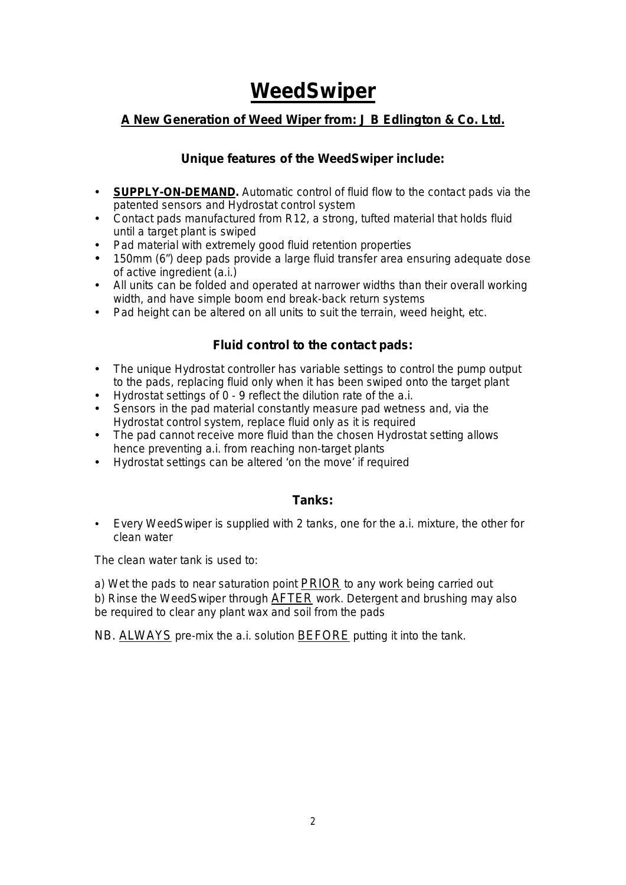# WeedSwiper

## A New Generation of Weed Wiper from: J B Edlington & Co. Ltd.

### Unique features of the WeedSwiper include:

- **SUPPLY-ON-DEMAND.** Automatic control of fluid flow to the contact pads via the patented sensors and Hydrostat control system
- Contact pads manufactured from R12, a strong, tufted material that holds fluid until a target plant is swiped
- Pad material with extremely good fluid retention properties
- 150mm (6") deep pads provide a large fluid transfer area ensuring adequate dose of active ingredient (a.i.)
- All units can be folded and operated at narrower widths than their overall working width, and have simple boom end break-back return systems
- Pad height can be altered on all units to suit the terrain, weed height, etc.

### Fluid control to the contact pads:

- The unique Hydrostat controller has variable settings to control the pump output to the pads, replacing fluid only when it has been swiped onto the target plant
- Hydrostat settings of 0 - 9 reflect the dilution rate of the a.i.
- Sensors in the pad material constantly measure pad wetness and, via the Hydrostat control system, replace fluid only as it is required
- The pad cannot receive more fluid than the chosen Hydrostat setting allows hence preventing a.i. from reaching non-target plants
- Hydrostat settings can be altered 'on the move' if required

### Tanks:

- Every WeedSwiper is supplied with 2 tanks, one for the a.i. mixture, the other for clean water

The clean water tank is used to:

a) Wet the pads to near saturation point PRIOR to any work being carried out
b) Rinse the WeedSwiper through AFTER work. Detergent and brushing may also be required to clear any plant wax and soil from the pads

NB. ALWAYS pre-mix the a.i. solution BEFORE putting it into the tank.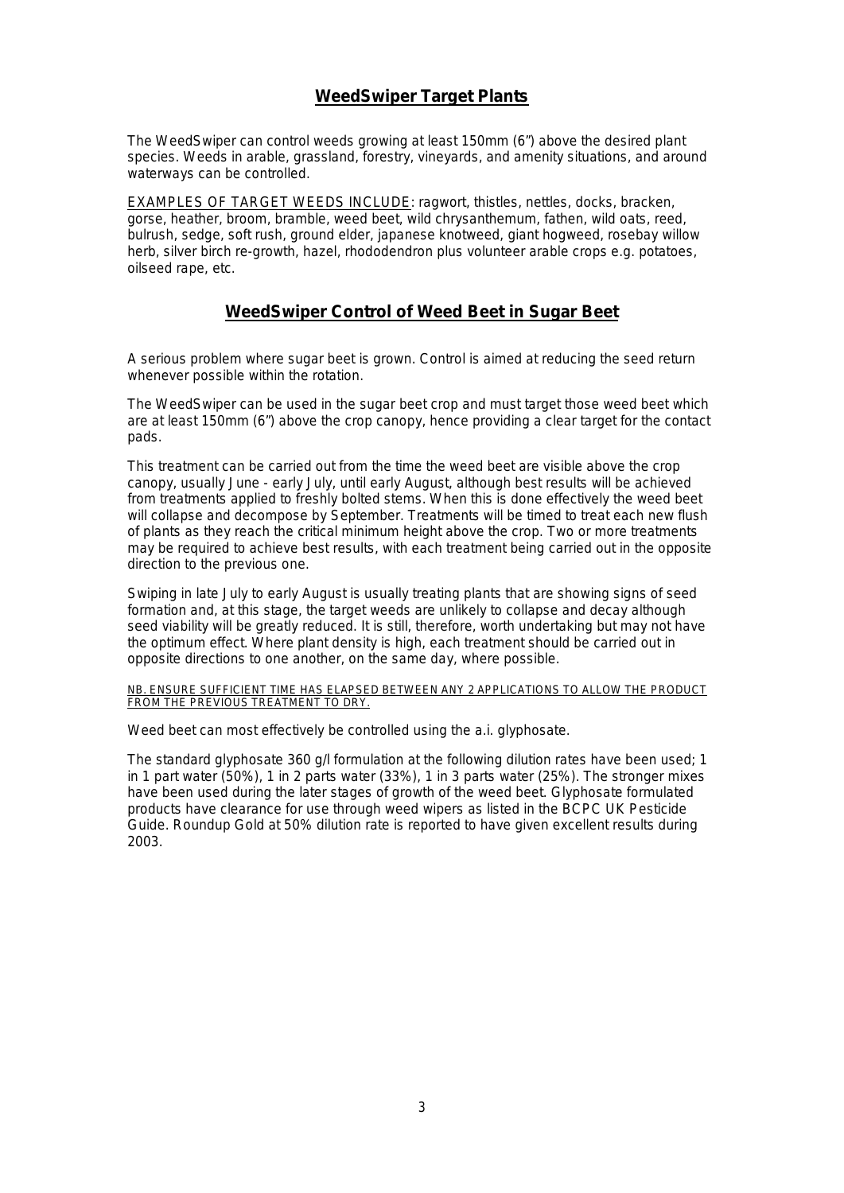## WeedSwiper Target Plants

The WeedSwiper can control weeds growing at least 150mm (6") above the desired plant species. Weeds in arable, grassland, forestry, vineyards, and amenity situations, and around waterways can be controlled.

EXAMPLES OF TARGET WEEDS INCLUDE: ragwort, thistles, nettles, docks, bracken, gorse, heather, broom, bramble, weed beet, wild chrysanthemum, fathen, wild oats, reed, bulrush, sedge, soft rush, ground elder, japanese knotweed, giant hogweed, rosebay willow herb, silver birch re-growth, hazel, rhododendron plus volunteer arable crops e.g. potatoes, oilseed rape, etc.

## WeedSwiper Control of Weed Beet in Sugar Beet

A serious problem where sugar beet is grown. Control is aimed at reducing the seed return whenever possible within the rotation.

The WeedSwiper can be used in the sugar beet crop and must target those weed beet which are at least 150mm (6") above the crop canopy, hence providing a clear target for the contact pads.

This treatment can be carried out from the time the weed beet are visible above the crop canopy, usually June - early July, until early August, although best results will be achieved from treatments applied to freshly bolted stems. When this is done effectively the weed beet will collapse and decompose by September. Treatments will be timed to treat each new flush of plants as they reach the critical minimum height above the crop. Two or more treatments may be required to achieve best results, with each treatment being carried out in the opposite direction to the previous one.

Swiping in late July to early August is usually treating plants that are showing signs of seed formation and, at this stage, the target weeds are unlikely to collapse and decay although seed viability will be greatly reduced. It is still, therefore, worth undertaking but may not have the optimum effect. Where plant density is high, each treatment should be carried out in opposite directions to one another, on the same day, where possible.

NB. ENSURE SUFFICIENT TIME HAS ELAPSED BETWEEN ANY 2 APPLICATIONS TO ALLOW THE PRODUCT FROM THE PREVIOUS TREATMENT TO DRY.

Weed beet can most effectively be controlled using the a.i. glyphosate.

The standard glyphosate 360 g/l formulation at the following dilution rates have been used; 1 in 1 part water (50%), 1 in 2 parts water (33%), 1 in 3 parts water (25%). The stronger mixes have been used during the later stages of growth of the weed beet. Glyphosate formulated products have clearance for use through weed wipers as listed in the BCPC UK Pesticide Guide. Roundup Gold at 50% dilution rate is reported to have given excellent results during 2003.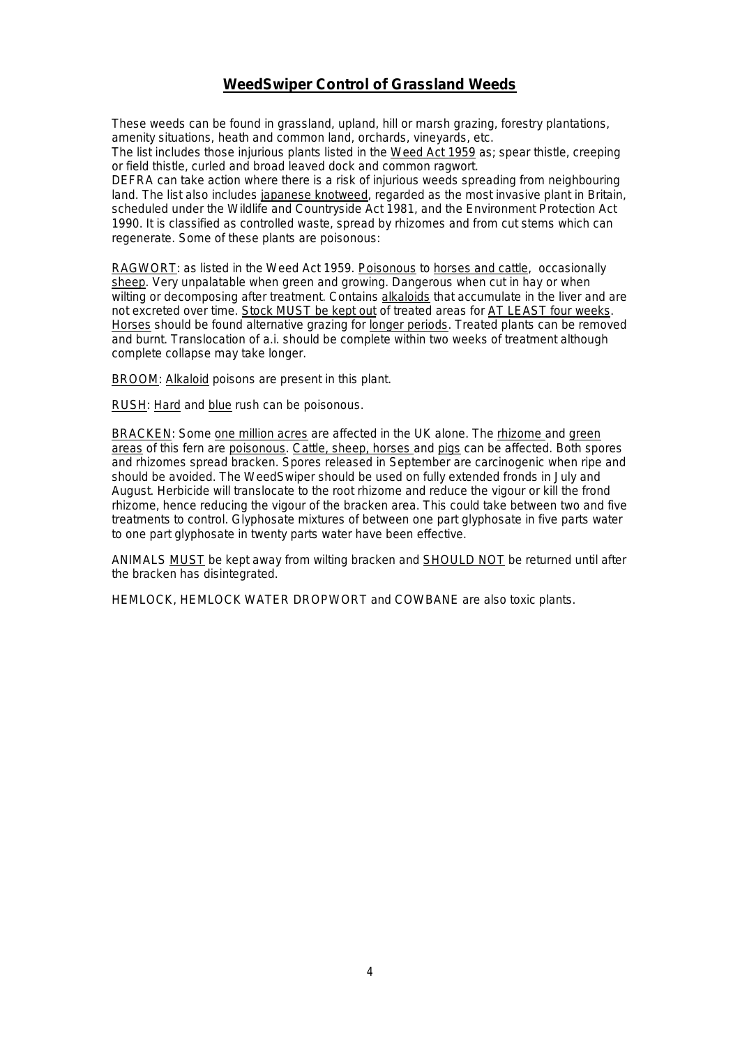## WeedSwiper Control of Grassland Weeds

These weeds can be found in grassland, upland, hill or marsh grazing, forestry plantations, amenity situations, heath and common land, orchards, vineyards, etc.
The list includes those injurious plants listed in the Weed Act 1959 as; spear thistle, creeping or field thistle, curled and broad leaved dock and common ragwort.
DEFRA can take action where there is a risk of injurious weeds spreading from neighbouring land. The list also includes japanese knotweed, regarded as the most invasive plant in Britain, scheduled under the Wildlife and Countryside Act 1981, and the Environment Protection Act 1990. It is classified as controlled waste, spread by rhizomes and from cut stems which can regenerate. Some of these plants are poisonous:

RAGWORT: as listed in the Weed Act 1959. Poisonous to horses and cattle, occasionally sheep. Very unpalatable when green and growing. Dangerous when cut in hay or when wilting or decomposing after treatment. Contains alkaloids that accumulate in the liver and are not excreted over time. Stock MUST be kept out of treated areas for AT LEAST four weeks. Horses should be found alternative grazing for longer periods. Treated plants can be removed and burnt. Translocation of a.i. should be complete within two weeks of treatment although complete collapse may take longer.

BROOM: Alkaloid poisons are present in this plant.

RUSH: Hard and blue rush can be poisonous.

BRACKEN: Some one million acres are affected in the UK alone. The rhizome and green areas of this fern are poisonous. Cattle, sheep, horses and pigs can be affected. Both spores and rhizomes spread bracken. Spores released in September are carcinogenic when ripe and should be avoided. The WeedSwiper should be used on fully extended fronds in July and August. Herbicide will translocate to the root rhizome and reduce the vigour or kill the frond rhizome, hence reducing the vigour of the bracken area. This could take between two and five treatments to control. Glyphosate mixtures of between one part glyphosate in five parts water to one part glyphosate in twenty parts water have been effective.

ANIMALS MUST be kept away from wilting bracken and SHOULD NOT be returned until after the bracken has disintegrated.

HEMLOCK, HEMLOCK WATER DROPWORT and COWBANE are also toxic plants.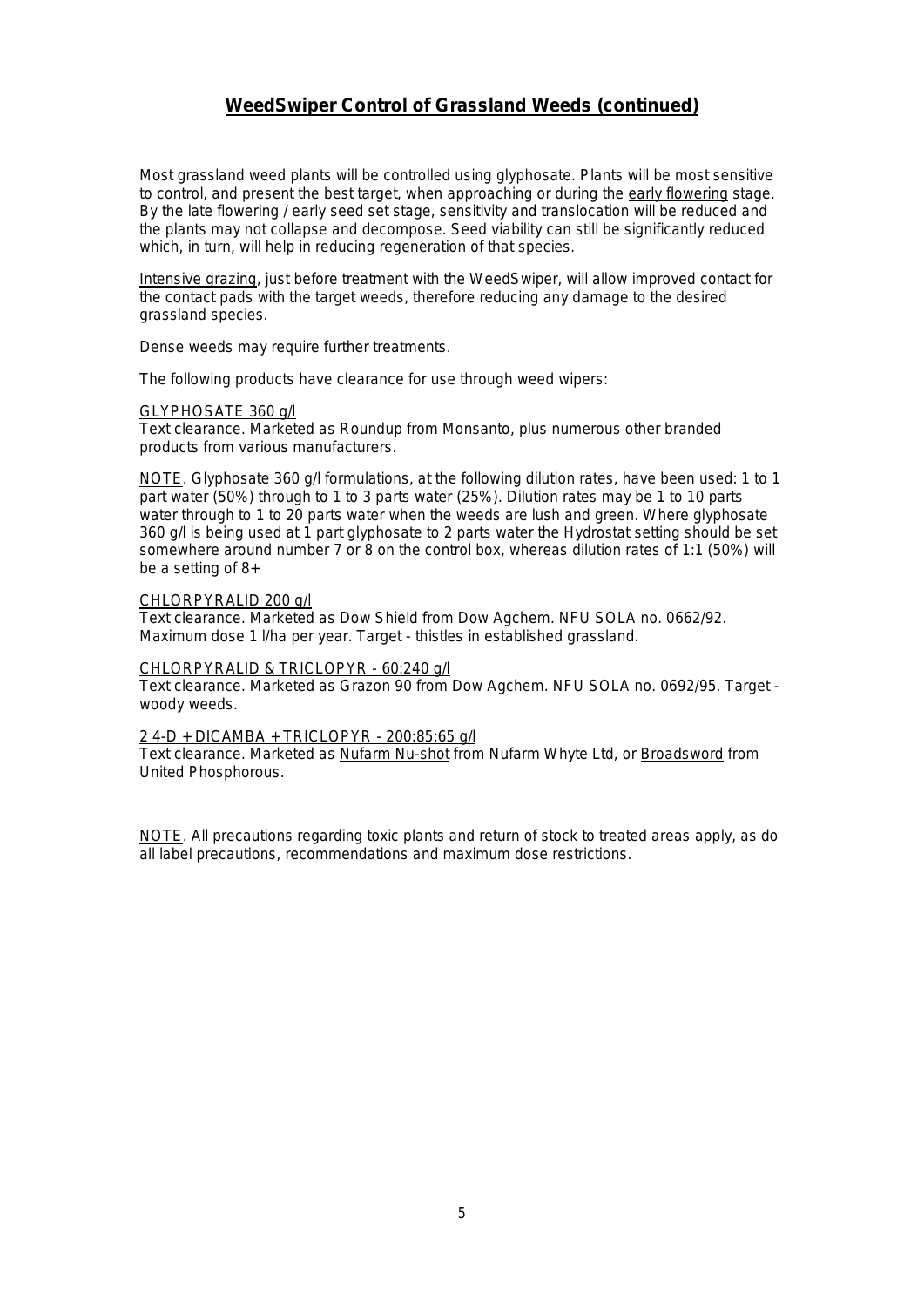## WeedSwiper Control of Grassland Weeds (continued)

Most grassland weed plants will be controlled using glyphosate. Plants will be most sensitive to control, and present the best target, when approaching or during the early flowering stage. By the late flowering / early seed set stage, sensitivity and translocation will be reduced and the plants may not collapse and decompose. Seed viability can still be significantly reduced which, in turn, will help in reducing regeneration of that species.

Intensive grazing, just before treatment with the WeedSwiper, will allow improved contact for the contact pads with the target weeds, therefore reducing any damage to the desired grassland species.

Dense weeds may require further treatments.

The following products have clearance for use through weed wipers:

GLYPHOSATE 360 g/l
Text clearance. Marketed as Roundup from Monsanto, plus numerous other branded products from various manufacturers.

NOTE. Glyphosate 360 g/l formulations, at the following dilution rates, have been used: 1 to 1 part water (50%) through to 1 to 3 parts water (25%). Dilution rates may be 1 to 10 parts water through to 1 to 20 parts water when the weeds are lush and green. Where glyphosate 360 g/l is being used at 1 part glyphosate to 2 parts water the Hydrostat setting should be set somewhere around number 7 or 8 on the control box, whereas dilution rates of 1:1 (50%) will be a setting of 8+

CHLORPYRALID 200 g/l
Text clearance. Marketed as Dow Shield from Dow Agchem. NFU SOLA no. 0662/92. Maximum dose 1 l/ha per year. Target - thistles in established grassland.

CHLORPYRALID & TRICLOPYR - 60:240 g/l
Text clearance. Marketed as Grazon 90 from Dow Agchem. NFU SOLA no. 0692/95. Target - woody weeds.

2 4-D + DICAMBA + TRICLOPYR - 200:85:65 g/l
Text clearance. Marketed as Nufarm Nu-shot from Nufarm Whyte Ltd, or Broadsword from United Phosphorous.

NOTE. All precautions regarding toxic plants and return of stock to treated areas apply, as do all label precautions, recommendations and maximum dose restrictions.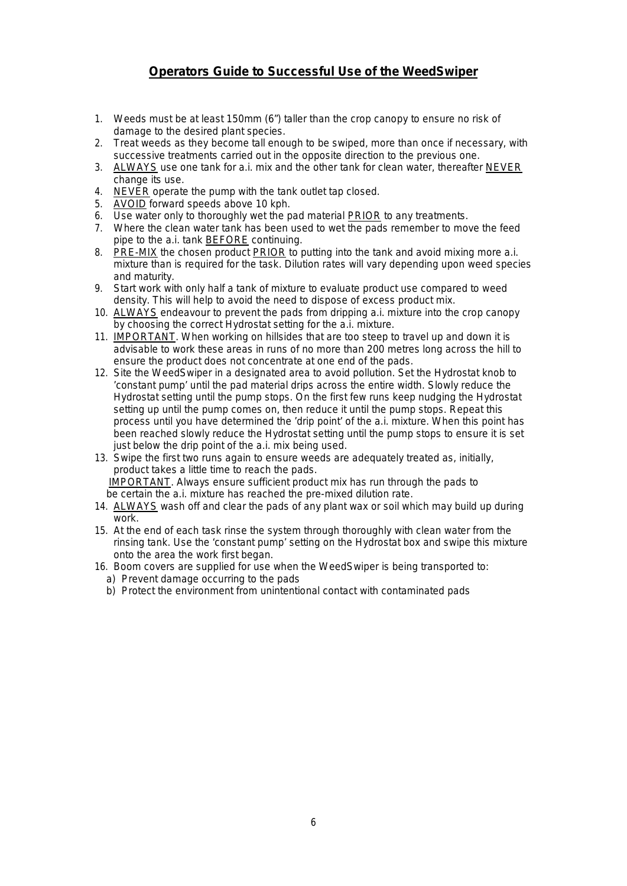## Operators Guide to Successful Use of the WeedSwiper

1. Weeds must be at least 150mm (6") taller than the crop canopy to ensure no risk of damage to the desired plant species.
2. Treat weeds as they become tall enough to be swiped, more than once if necessary, with successive treatments carried out in the opposite direction to the previous one.
3. ALWAYS use one tank for a.i. mix and the other tank for clean water, thereafter NEVER change its use.
4. NEVER operate the pump with the tank outlet tap closed.
5. AVOID forward speeds above 10 kph.
6. Use water only to thoroughly wet the pad material PRIOR to any treatments.
7. Where the clean water tank has been used to wet the pads remember to move the feed pipe to the a.i. tank BEFORE continuing.
8. PRE-MIX the chosen product PRIOR to putting into the tank and avoid mixing more a.i. mixture than is required for the task. Dilution rates will vary depending upon weed species and maturity.
9. Start work with only half a tank of mixture to evaluate product use compared to weed density. This will help to avoid the need to dispose of excess product mix.
10. ALWAYS endeavour to prevent the pads from dripping a.i. mixture into the crop canopy by choosing the correct Hydrostat setting for the a.i. mixture.
11. IMPORTANT. When working on hillsides that are too steep to travel up and down it is advisable to work these areas in runs of no more than 200 metres long across the hill to ensure the product does not concentrate at one end of the pads.
12. Site the WeedSwiper in a designated area to avoid pollution. Set the Hydrostat knob to 'constant pump' until the pad material drips across the entire width. Slowly reduce the Hydrostat setting until the pump stops. On the first few runs keep nudging the Hydrostat setting up until the pump comes on, then reduce it until the pump stops. Repeat this process until you have determined the 'drip point' of the a.i. mixture. When this point has been reached slowly reduce the Hydrostat setting until the pump stops to ensure it is set just below the drip point of the a.i. mix being used.
13. Swipe the first two runs again to ensure weeds are adequately treated as, initially, product takes a little time to reach the pads.
    IMPORTANT. Always ensure sufficient product mix has run through the pads to be certain the a.i. mixture has reached the pre-mixed dilution rate.
14. ALWAYS wash off and clear the pads of any plant wax or soil which may build up during work.
15. At the end of each task rinse the system through thoroughly with clean water from the rinsing tank. Use the 'constant pump' setting on the Hydrostat box and swipe this mixture onto the area the work first began.
16. Boom covers are supplied for use when the WeedSwiper is being transported to:
    a) Prevent damage occurring to the pads
    b) Protect the environment from unintentional contact with contaminated pads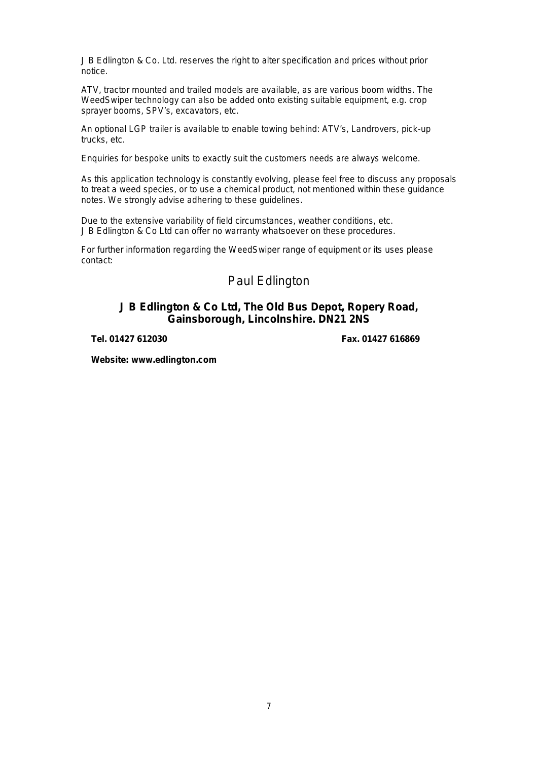J B Edlington & Co. Ltd. reserves the right to alter specification and prices without prior notice.

ATV, tractor mounted and trailed models are available, as are various boom widths. The WeedSwiper technology can also be added onto existing suitable equipment, e.g. crop sprayer booms, SPV's, excavators, etc.

An optional LGP trailer is available to enable towing behind: ATV's, Landrovers, pick-up trucks, etc.

Enquiries for bespoke units to exactly suit the customers needs are always welcome.

As this application technology is constantly evolving, please feel free to discuss any proposals to treat a weed species, or to use a chemical product, not mentioned within these guidance notes. We strongly advise adhering to these guidelines.

Due to the extensive variability of field circumstances, weather conditions, etc.
J B Edlington & Co Ltd can offer no warranty whatsoever on these procedures.

For further information regarding the WeedSwiper range of equipment or its uses please contact:

## Paul Edlington

**J B Edlington & Co Ltd, The Old Bus Depot, Ropery Road, Gainsborough, Lincolnshire. DN21 2NS**

**Tel. 01427 612030** **Fax. 01427 616869**

**Website: www.edlington.com**